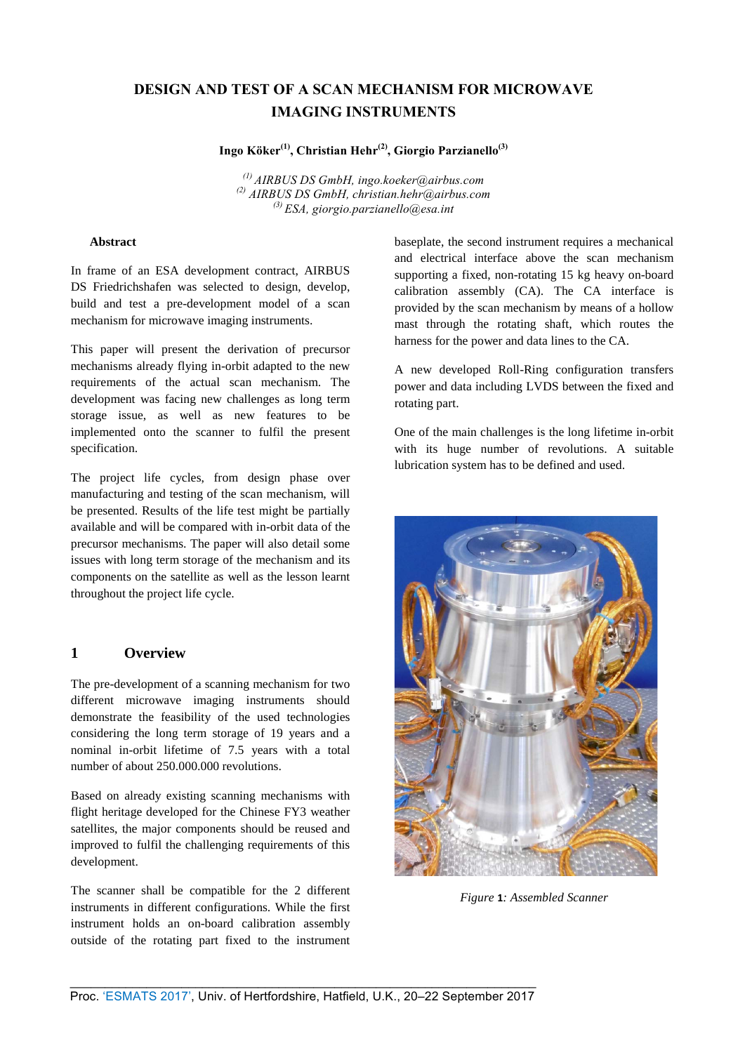# DESIGN AND TEST OF A SCAN MECHANISM FOR MICROWAVE IMAGING INSTRUMENTS

**Ingo Köker[1], Christian Hehr[2], Giorgio Parzianello[3]**

*[1] AIRBUS DS GmbH, ingo.koeker@airbus.com*
*[2] AIRBUS DS GmbH, christian.hehr@airbus.com*
*[3] ESA, giorgio.parzianello@esa.int*

**Abstract**

In frame of an ESA development contract, AIRBUS DS Friedrichshafen was selected to design, develop, build and test a pre-development model of a scan mechanism for microwave imaging instruments.

This paper will present the derivation of precursor mechanisms already flying in-orbit adapted to the new requirements of the actual scan mechanism. The development was facing new challenges as long term storage issue, as well as new features to be implemented onto the scanner to fulfil the present specification.

The project life cycles, from design phase over manufacturing and testing of the scan mechanism, will be presented. Results of the life test might be partially available and will be compared with in-orbit data of the precursor mechanisms. The paper will also detail some issues with long term storage of the mechanism and its components on the satellite as well as the lesson learnt throughout the project life cycle.

## 1 Overview

The pre-development of a scanning mechanism for two different microwave imaging instruments should demonstrate the feasibility of the used technologies considering the long term storage of 19 years and a nominal in-orbit lifetime of 7.5 years with a total number of about 250.000.000 revolutions.

Based on already existing scanning mechanisms with flight heritage developed for the Chinese FY3 weather satellites, the major components should be reused and improved to fulfil the challenging requirements of this development.

The scanner shall be compatible for the 2 different instruments in different configurations. While the first instrument holds an on-board calibration assembly outside of the rotating part fixed to the instrument baseplate, the second instrument requires a mechanical and electrical interface above the scan mechanism supporting a fixed, non-rotating 15 kg heavy on-board calibration assembly (CA). The CA interface is provided by the scan mechanism by means of a hollow mast through the rotating shaft, which routes the harness for the power and data lines to the CA.

A new developed Roll-Ring configuration transfers power and data including LVDS between the fixed and rotating part.

One of the main challenges is the long lifetime in-orbit with its huge number of revolutions. A suitable lubrication system has to be defined and used.

*Figure 1: Assembled Scanner*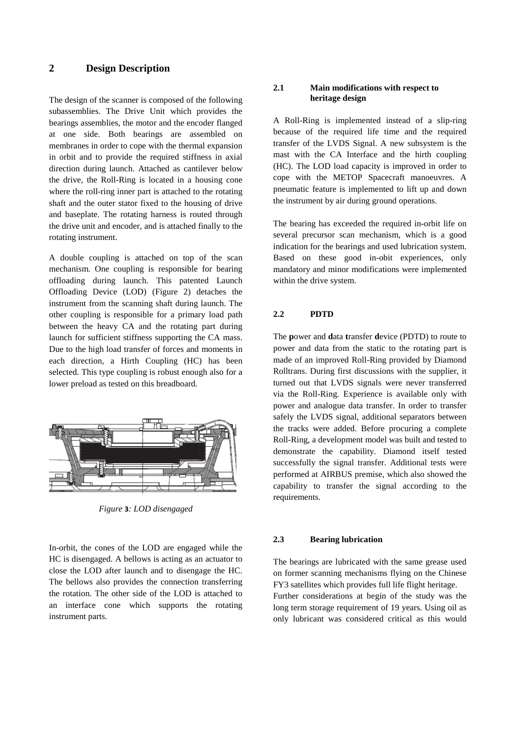## 2 Design Description

The design of the scanner is composed of the following subassemblies. The Drive Unit which provides the bearings assemblies, the motor and the encoder flanged at one side. Both bearings are assembled on membranes in order to cope with the thermal expansion in orbit and to provide the required stiffness in axial direction during launch. Attached as cantilever below the drive, the Roll-Ring is located in a housing cone where the roll-ring inner part is attached to the rotating shaft and the outer stator fixed to the housing of drive and baseplate. The rotating harness is routed through the drive unit and encoder, and is attached finally to the rotating instrument.

A double coupling is attached on top of the scan mechanism. One coupling is responsible for bearing offloading during launch. This patented Launch Offloading Device (LOD) (Figure 2) detaches the instrument from the scanning shaft during launch. The other coupling is responsible for a primary load path between the heavy CA and the rotating part during launch for sufficient stiffness supporting the CA mass. Due to the high load transfer of forces and moments in each direction, a Hirth Coupling (HC) has been selected. This type coupling is robust enough also for a lower preload as tested on this breadboard.

*Figure 3: LOD disengaged*

In-orbit, the cones of the LOD are engaged while the HC is disengaged. A bellows is acting as an actuator to close the LOD after launch and to disengage the HC. The bellows also provides the connection transferring the rotation. The other side of the LOD is attached to an interface cone which supports the rotating instrument parts.

### 2.1 Main modifications with respect to heritage design

A Roll-Ring is implemented instead of a slip-ring because of the required life time and the required transfer of the LVDS Signal. A new subsystem is the mast with the CA Interface and the hirth coupling (HC). The LOD load capacity is improved in order to cope with the METOP Spacecraft manoeuvres. A pneumatic feature is implemented to lift up and down the instrument by air during ground operations.

The bearing has exceeded the required in-orbit life on several precursor scan mechanism, which is a good indication for the bearings and used lubrication system. Based on these good in-obit experiences, only mandatory and minor modifications were implemented within the drive system.

### 2.2 PDTD

The **p**ower and **d**ata **t**ransfer **d**evice (PDTD) to route to power and data from the static to the rotating part is made of an improved Roll-Ring provided by Diamond Rolltrans. During first discussions with the supplier, it turned out that LVDS signals were never transferred via the Roll-Ring. Experience is available only with power and analogue data transfer. In order to transfer safely the LVDS signal, additional separators between the tracks were added. Before procuring a complete Roll-Ring, a development model was built and tested to demonstrate the capability. Diamond itself tested successfully the signal transfer. Additional tests were performed at AIRBUS premise, which also showed the capability to transfer the signal according to the requirements.

### 2.3 Bearing lubrication

The bearings are lubricated with the same grease used on former scanning mechanisms flying on the Chinese FY3 satellites which provides full life flight heritage.

Further considerations at begin of the study was the long term storage requirement of 19 years. Using oil as only lubricant was considered critical as this would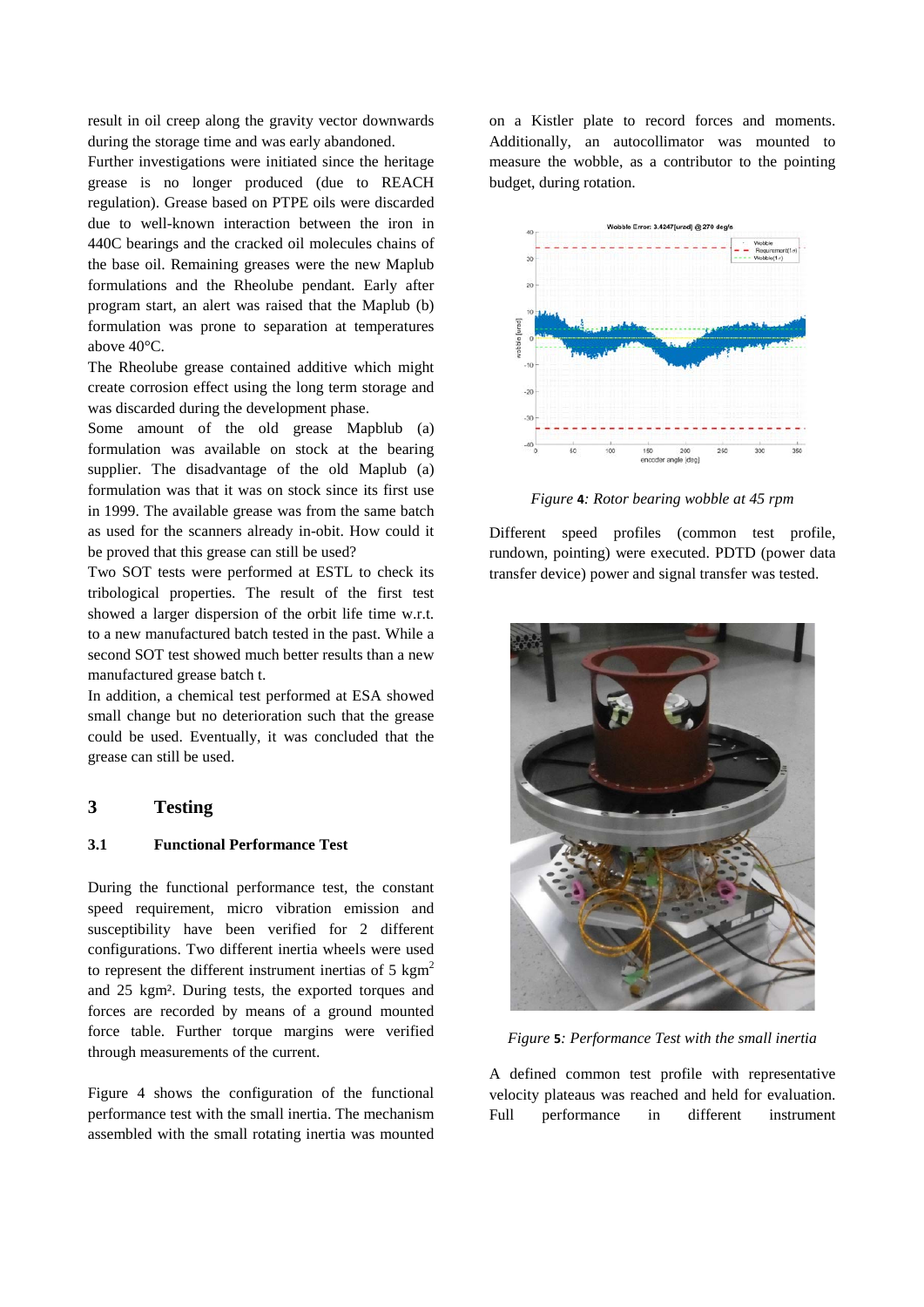result in oil creep along the gravity vector downwards during the storage time and was early abandoned.

Further investigations were initiated since the heritage grease is no longer produced (due to REACH regulation). Grease based on PTPE oils were discarded due to well-known interaction between the iron in 440C bearings and the cracked oil molecules chains of the base oil. Remaining greases were the new Maplub formulations and the Rheolube pendant. Early after program start, an alert was raised that the Maplub (b) formulation was prone to separation at temperatures above 40°C.

The Rheolube grease contained additive which might create corrosion effect using the long term storage and was discarded during the development phase.

Some amount of the old grease Mapblub (a) formulation was available on stock at the bearing supplier. The disadvantage of the old Maplub (a) formulation was that it was on stock since its first use in 1999. The available grease was from the same batch as used for the scanners already in-obit. How could it be proved that this grease can still be used?

Two SOT tests were performed at ESTL to check its tribological properties. The result of the first test showed a larger dispersion of the orbit life time w.r.t. to a new manufactured batch tested in the past. While a second SOT test showed much better results than a new manufactured grease batch t.

In addition, a chemical test performed at ESA showed small change but no deterioration such that the grease could be used. Eventually, it was concluded that the grease can still be used.

## 3 Testing

### 3.1 Functional Performance Test

During the functional performance test, the constant speed requirement, micro vibration emission and susceptibility have been verified for 2 different configurations. Two different inertia wheels were used to represent the different instrument inertias of 5 kgm$^2$ and 25 kgm². During tests, the exported torques and forces are recorded by means of a ground mounted force table. Further torque margins were verified through measurements of the current.

Figure 4 shows the configuration of the functional performance test with the small inertia. The mechanism assembled with the small rotating inertia was mounted on a Kistler plate to record forces and moments. Additionally, an autocollimator was mounted to measure the wobble, as a contributor to the pointing budget, during rotation.

*Figure 4: Rotor bearing wobble at 45 rpm*

Different speed profiles (common test profile, rundown, pointing) were executed. PDTD (power data transfer device) power and signal transfer was tested.

*Figure 5: Performance Test with the small inertia*

A defined common test profile with representative velocity plateaus was reached and held for evaluation. Full performance in different instrument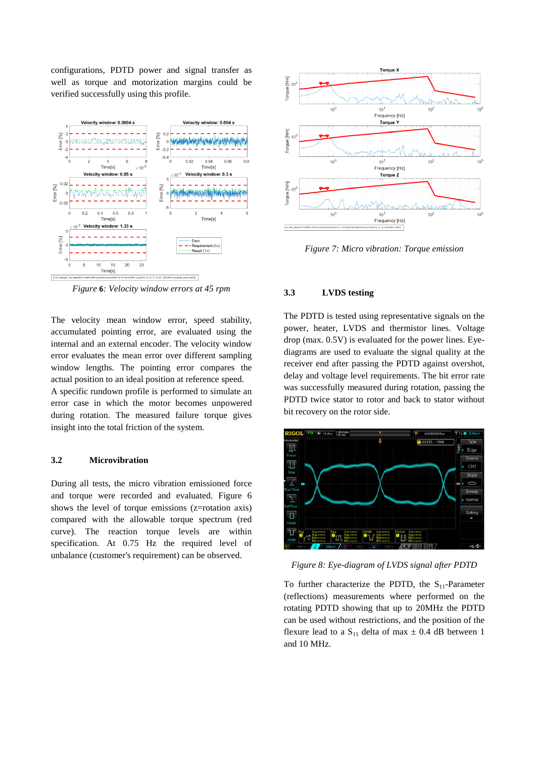configurations, PDTD power and signal transfer as well as torque and motorization margins could be verified successfully using this profile.

*Figure 6: Velocity window errors at 45 rpm*

The velocity mean window error, speed stability, accumulated pointing error, are evaluated using the internal and an external encoder. The velocity window error evaluates the mean error over different sampling window lengths. The pointing error compares the actual position to an ideal position at reference speed.

A specific rundown profile is performed to simulate an error case in which the motor becomes unpowered during rotation. The measured failure torque gives insight into the total friction of the system.

### 3.2 Microvibration

During all tests, the micro vibration emissioned force and torque were recorded and evaluated. Figure 6 shows the level of torque emissions (z=rotation axis) compared with the allowable torque spectrum (red curve). The reaction torque levels are within specification. At 0.75 Hz the required level of unbalance (customer's requirement) can be observed.

*Figure 7: Micro vibration: Torque emission*

### 3.3 LVDS testing

The PDTD is tested using representative signals on the power, heater, LVDS and thermistor lines. Voltage drop (max. 0.5V) is evaluated for the power lines. Eye-diagrams are used to evaluate the signal quality at the receiver end after passing the PDTD against overshot, delay and voltage level requirements. The bit error rate was successfully measured during rotation, passing the PDTD twice stator to rotor and back to stator without bit recovery on the rotor side.

*Figure 8: Eye-diagram of LVDS signal after PDTD*

To further characterize the PDTD, the $S_{11}$-Parameter (reflections) measurements where performed on the rotating PDTD showing that up to 20MHz the PDTD can be used without restrictions, and the position of the flexure lead to a $S_{11}$ delta of max ± 0.4 dB between 1 and 10 MHz.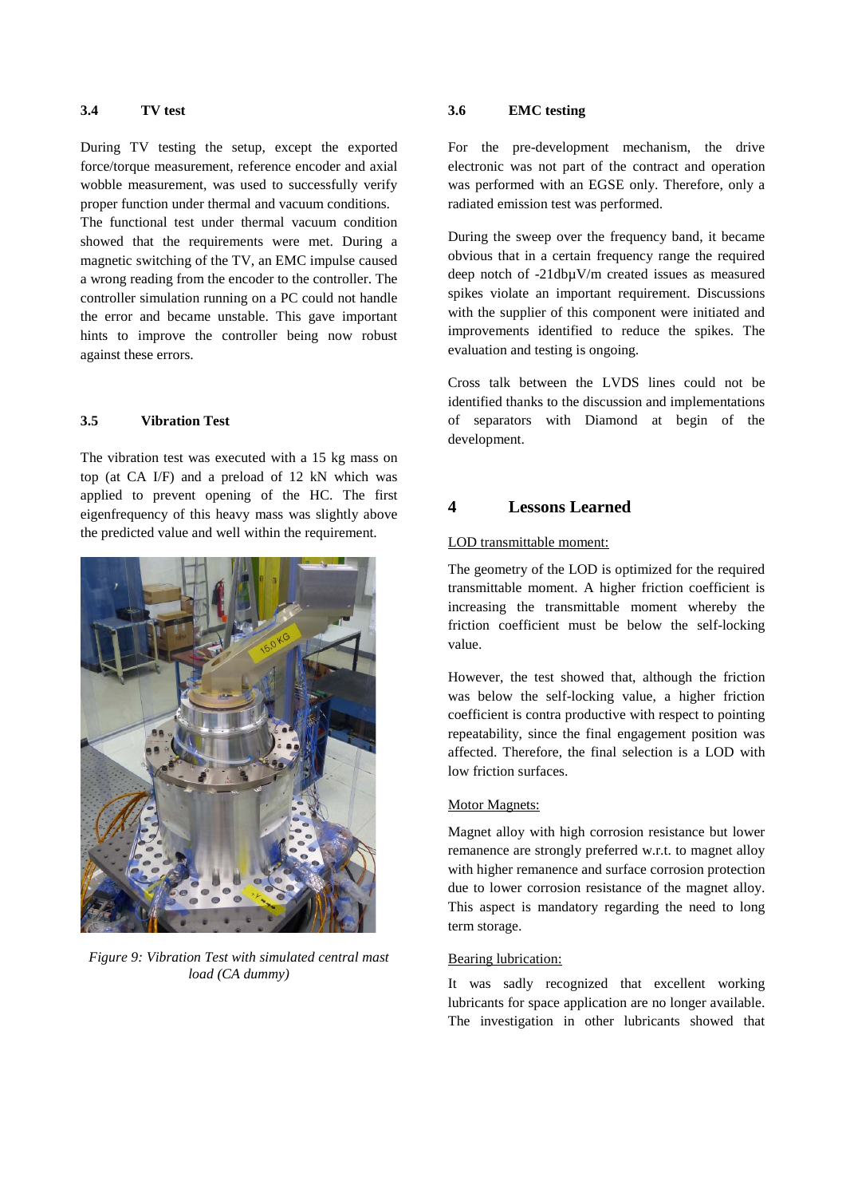### 3.4 TV test

During TV testing the setup, except the exported force/torque measurement, reference encoder and axial wobble measurement, was used to successfully verify proper function under thermal and vacuum conditions.
The functional test under thermal vacuum condition showed that the requirements were met. During a magnetic switching of the TV, an EMC impulse caused a wrong reading from the encoder to the controller. The controller simulation running on a PC could not handle the error and became unstable. This gave important hints to improve the controller being now robust against these errors.

### 3.5 Vibration Test

The vibration test was executed with a 15 kg mass on top (at CA I/F) and a preload of 12 kN which was applied to prevent opening of the HC. The first eigenfrequency of this heavy mass was slightly above the predicted value and well within the requirement.

*Figure 9: Vibration Test with simulated central mast load (CA dummy)*

### 3.6 EMC testing

For the pre-development mechanism, the drive electronic was not part of the contract and operation was performed with an EGSE only. Therefore, only a radiated emission test was performed.

During the sweep over the frequency band, it became obvious that in a certain frequency range the required deep notch of -21dbµV/m created issues as measured spikes violate an important requirement. Discussions with the supplier of this component were initiated and improvements identified to reduce the spikes. The evaluation and testing is ongoing.

Cross talk between the LVDS lines could not be identified thanks to the discussion and implementations of separators with Diamond at begin of the development.

## 4 Lessons Learned

LOD transmittable moment:

The geometry of the LOD is optimized for the required transmittable moment. A higher friction coefficient is increasing the transmittable moment whereby the friction coefficient must be below the self-locking value.

However, the test showed that, although the friction was below the self-locking value, a higher friction coefficient is contra productive with respect to pointing repeatability, since the final engagement position was affected. Therefore, the final selection is a LOD with low friction surfaces.

Motor Magnets:

Magnet alloy with high corrosion resistance but lower remanence are strongly preferred w.r.t. to magnet alloy with higher remanence and surface corrosion protection due to lower corrosion resistance of the magnet alloy. This aspect is mandatory regarding the need to long term storage.

Bearing lubrication:

It was sadly recognized that excellent working lubricants for space application are no longer available. The investigation in other lubricants showed that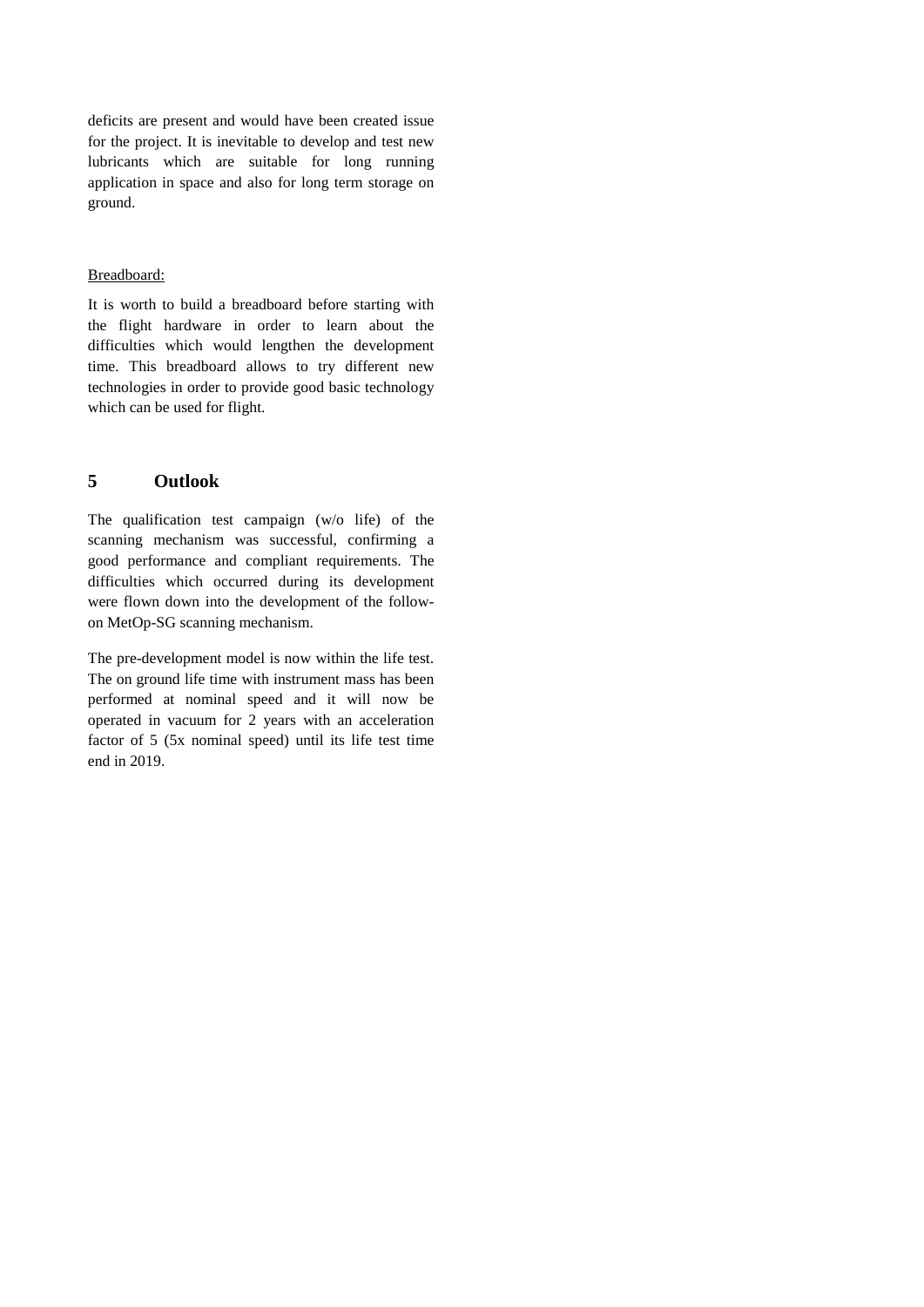deficits are present and would have been created issue for the project. It is inevitable to develop and test new lubricants which are suitable for long running application in space and also for long term storage on ground.

Breadboard:

It is worth to build a breadboard before starting with the flight hardware in order to learn about the difficulties which would lengthen the development time. This breadboard allows to try different new technologies in order to provide good basic technology which can be used for flight.

## 5 Outlook

The qualification test campaign (w/o life) of the scanning mechanism was successful, confirming a good performance and compliant requirements. The difficulties which occurred during its development were flown down into the development of the follow-on MetOp-SG scanning mechanism.

The pre-development model is now within the life test. The on ground life time with instrument mass has been performed at nominal speed and it will now be operated in vacuum for 2 years with an acceleration factor of 5 (5x nominal speed) until its life test time end in 2019.